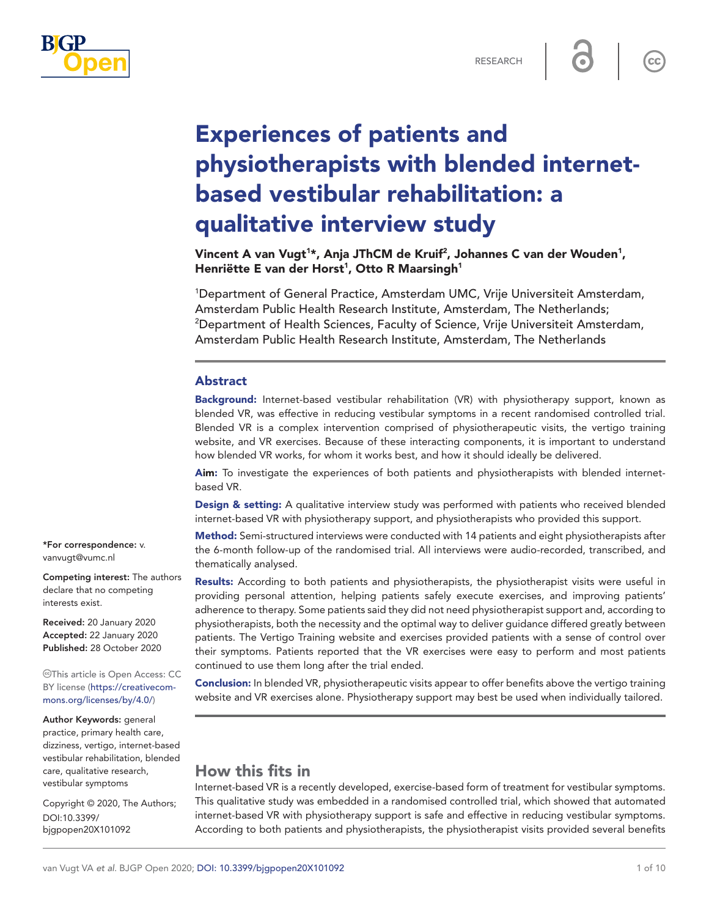# Experiences of patients and physiotherapists with blended internet-based vestibular rehabilitation: a qualitative interview study

**Vincent A van Vugt[1]*, Anja JThCM de Kruif[2], Johannes C van der Wouden[1], Henriëtte E van der Horst[1], Otto R Maarsingh[1]**

[1]Department of General Practice, Amsterdam UMC, Vrije Universiteit Amsterdam, Amsterdam Public Health Research Institute, Amsterdam, The Netherlands; [2]Department of Health Sciences, Faculty of Science, Vrije Universiteit Amsterdam, Amsterdam Public Health Research Institute, Amsterdam, The Netherlands

## Abstract

**Background:** Internet-based vestibular rehabilitation (VR) with physiotherapy support, known as blended VR, was effective in reducing vestibular symptoms in a recent randomised controlled trial. Blended VR is a complex intervention comprised of physiotherapeutic visits, the vertigo training website, and VR exercises. Because of these interacting components, it is important to understand how blended VR works, for whom it works best, and how it should ideally be delivered.

**Aim:** To investigate the experiences of both patients and physiotherapists with blended internet-based VR.

**Design & setting:** A qualitative interview study was performed with patients who received blended internet-based VR with physiotherapy support, and physiotherapists who provided this support.

**Method:** Semi-structured interviews were conducted with 14 patients and eight physiotherapists after the 6-month follow-up of the randomised trial. All interviews were audio-recorded, transcribed, and thematically analysed.

**Results:** According to both patients and physiotherapists, the physiotherapist visits were useful in providing personal attention, helping patients safely execute exercises, and improving patients' adherence to therapy. Some patients said they did not need physiotherapist support and, according to physiotherapists, both the necessity and the optimal way to deliver guidance differed greatly between patients. The Vertigo Training website and exercises provided patients with a sense of control over their symptoms. Patients reported that the VR exercises were easy to perform and most patients continued to use them long after the trial ended.

**Conclusion:** In blended VR, physiotherapeutic visits appear to offer benefits above the vertigo training website and VR exercises alone. Physiotherapy support may best be used when individually tailored.

*For correspondence: v.vanvugt@vumc.nl

**Competing interest:** The authors declare that no competing interests exist.

**Received:** 20 January 2020
**Accepted:** 22 January 2020
**Published:** 28 October 2020

This article is Open Access: CC BY license (https://creativecommons.org/licenses/by/4.0/)

**Author Keywords:** general practice, primary health care, dizziness, vertigo, internet-based vestibular rehabilitation, blended care, qualitative research, vestibular symptoms

Copyright © 2020, The Authors; DOI:10.3399/bjgpopen20X101092

## How this fits in

Internet-based VR is a recently developed, exercise-based form of treatment for vestibular symptoms. This qualitative study was embedded in a randomised controlled trial, which showed that automated internet-based VR with physiotherapy support is safe and effective in reducing vestibular symptoms. According to both patients and physiotherapists, the physiotherapist visits provided several benefits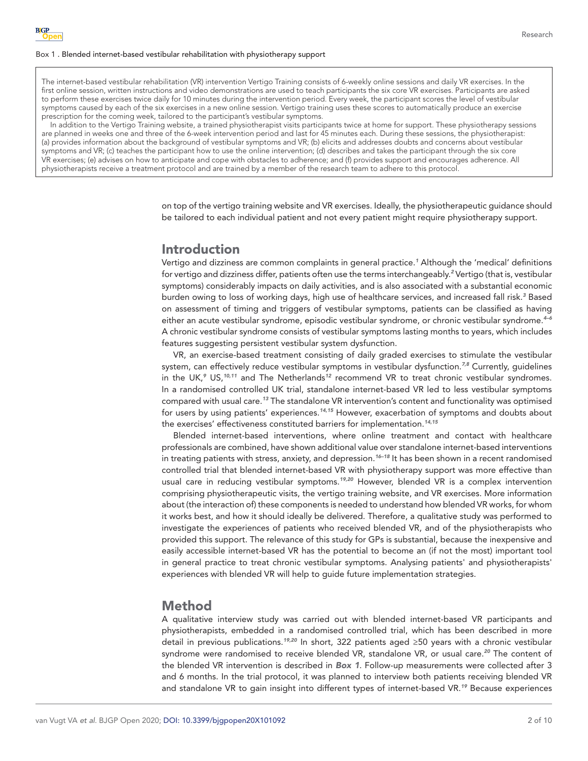Box 1 . Blended internet-based vestibular rehabilitation with physiotherapy support

The internet-based vestibular rehabilitation (VR) intervention Vertigo Training consists of 6-weekly online sessions and daily VR exercises. In the first online session, written instructions and video demonstrations are used to teach participants the six core VR exercises. Participants are asked to perform these exercises twice daily for 10 minutes during the intervention period. Every week, the participant scores the level of vestibular symptoms caused by each of the six exercises in a new online session. Vertigo training uses these scores to automatically produce an exercise prescription for the coming week, tailored to the participant's vestibular symptoms.

In addition to the Vertigo Training website, a trained physiotherapist visits participants twice at home for support. These physiotherapy sessions are planned in weeks one and three of the 6-week intervention period and last for 45 minutes each. During these sessions, the physiotherapist: (a) provides information about the background of vestibular symptoms and VR; (b) elicits and addresses doubts and concerns about vestibular symptoms and VR; (c) teaches the participant how to use the online intervention; (d) describes and takes the participant through the six core VR exercises; (e) advises on how to anticipate and cope with obstacles to adherence; and (f) provides support and encourages adherence. All physiotherapists receive a treatment protocol and are trained by a member of the research team to adhere to this protocol.

on top of the vertigo training website and VR exercises. Ideally, the physiotherapeutic guidance should be tailored to each individual patient and not every patient might require physiotherapy support.

## Introduction

Vertigo and dizziness are common complaints in general practice.[1] Although the 'medical' definitions for vertigo and dizziness differ, patients often use the terms interchangeably.[2] Vertigo (that is, vestibular symptoms) considerably impacts on daily activities, and is also associated with a substantial economic burden owing to loss of working days, high use of healthcare services, and increased fall risk.[3] Based on assessment of timing and triggers of vestibular symptoms, patients can be classified as having either an acute vestibular syndrome, episodic vestibular syndrome, or chronic vestibular syndrome.[4–6] A chronic vestibular syndrome consists of vestibular symptoms lasting months to years, which includes features suggesting persistent vestibular system dysfunction.

VR, an exercise-based treatment consisting of daily graded exercises to stimulate the vestibular system, can effectively reduce vestibular symptoms in vestibular dysfunction.[7,8] Currently, guidelines in the UK,[9] US,[10,11] and The Netherlands[12] recommend VR to treat chronic vestibular syndromes. In a randomised controlled UK trial, standalone internet-based VR led to less vestibular symptoms compared with usual care.[13] The standalone VR intervention's content and functionality was optimised for users by using patients' experiences.[14,15] However, exacerbation of symptoms and doubts about the exercises' effectiveness constituted barriers for implementation.[14,15]

Blended internet-based interventions, where online treatment and contact with healthcare professionals are combined, have shown additional value over standalone internet-based interventions in treating patients with stress, anxiety, and depression.[16–18] It has been shown in a recent randomised controlled trial that blended internet-based VR with physiotherapy support was more effective than usual care in reducing vestibular symptoms.[19,20] However, blended VR is a complex intervention comprising physiotherapeutic visits, the vertigo training website, and VR exercises. More information about (the interaction of) these components is needed to understand how blended VR works, for whom it works best, and how it should ideally be delivered. Therefore, a qualitative study was performed to investigate the experiences of patients who received blended VR, and of the physiotherapists who provided this support. The relevance of this study for GPs is substantial, because the inexpensive and easily accessible internet-based VR has the potential to become an (if not the most) important tool in general practice to treat chronic vestibular symptoms. Analysing patients' and physiotherapists' experiences with blended VR will help to guide future implementation strategies.

## Method

A qualitative interview study was carried out with blended internet-based VR participants and physiotherapists, embedded in a randomised controlled trial, which has been described in more detail in previous publications.[19,20] In short, 322 patients aged ≥50 years with a chronic vestibular syndrome were randomised to receive blended VR, standalone VR, or usual care.[20] The content of the blended VR intervention is described in ***Box 1***. Follow-up measurements were collected after 3 and 6 months. In the trial protocol, it was planned to interview both patients receiving blended VR and standalone VR to gain insight into different types of internet-based VR.[19] Because experiences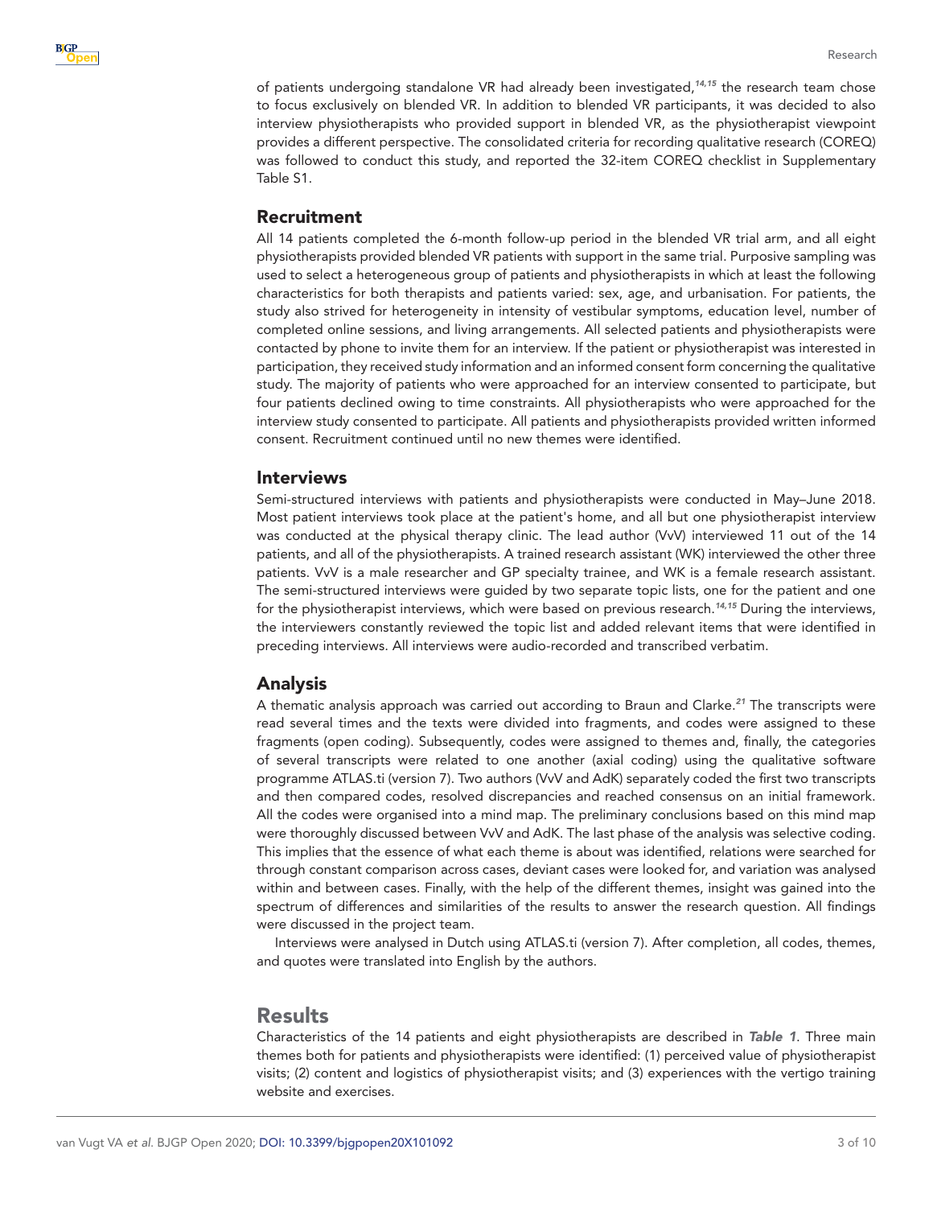of patients undergoing standalone VR had already been investigated,[14,15] the research team chose to focus exclusively on blended VR. In addition to blended VR participants, it was decided to also interview physiotherapists who provided support in blended VR, as the physiotherapist viewpoint provides a different perspective. The consolidated criteria for recording qualitative research (COREQ) was followed to conduct this study, and reported the 32-item COREQ checklist in Supplementary Table S1.

## Recruitment

All 14 patients completed the 6-month follow-up period in the blended VR trial arm, and all eight physiotherapists provided blended VR patients with support in the same trial. Purposive sampling was used to select a heterogeneous group of patients and physiotherapists in which at least the following characteristics for both therapists and patients varied: sex, age, and urbanisation. For patients, the study also strived for heterogeneity in intensity of vestibular symptoms, education level, number of completed online sessions, and living arrangements. All selected patients and physiotherapists were contacted by phone to invite them for an interview. If the patient or physiotherapist was interested in participation, they received study information and an informed consent form concerning the qualitative study. The majority of patients who were approached for an interview consented to participate, but four patients declined owing to time constraints. All physiotherapists who were approached for the interview study consented to participate. All patients and physiotherapists provided written informed consent. Recruitment continued until no new themes were identified.

## Interviews

Semi-structured interviews with patients and physiotherapists were conducted in May–June 2018. Most patient interviews took place at the patient's home, and all but one physiotherapist interview was conducted at the physical therapy clinic. The lead author (VvV) interviewed 11 out of the 14 patients, and all of the physiotherapists. A trained research assistant (WK) interviewed the other three patients. VvV is a male researcher and GP specialty trainee, and WK is a female research assistant. The semi-structured interviews were guided by two separate topic lists, one for the patient and one for the physiotherapist interviews, which were based on previous research.[14,15] During the interviews, the interviewers constantly reviewed the topic list and added relevant items that were identified in preceding interviews. All interviews were audio-recorded and transcribed verbatim.

## Analysis

A thematic analysis approach was carried out according to Braun and Clarke.[21] The transcripts were read several times and the texts were divided into fragments, and codes were assigned to these fragments (open coding). Subsequently, codes were assigned to themes and, finally, the categories of several transcripts were related to one another (axial coding) using the qualitative software programme ATLAS.ti (version 7). Two authors (VvV and AdK) separately coded the first two transcripts and then compared codes, resolved discrepancies and reached consensus on an initial framework. All the codes were organised into a mind map. The preliminary conclusions based on this mind map were thoroughly discussed between VvV and AdK. The last phase of the analysis was selective coding. This implies that the essence of what each theme is about was identified, relations were searched for through constant comparison across cases, deviant cases were looked for, and variation was analysed within and between cases. Finally, with the help of the different themes, insight was gained into the spectrum of differences and similarities of the results to answer the research question. All findings were discussed in the project team.

Interviews were analysed in Dutch using ATLAS.ti (version 7). After completion, all codes, themes, and quotes were translated into English by the authors.

# Results

Characteristics of the 14 patients and eight physiotherapists are described in ***Table 1***. Three main themes both for patients and physiotherapists were identified: (1) perceived value of physiotherapist visits; (2) content and logistics of physiotherapist visits; and (3) experiences with the vertigo training website and exercises.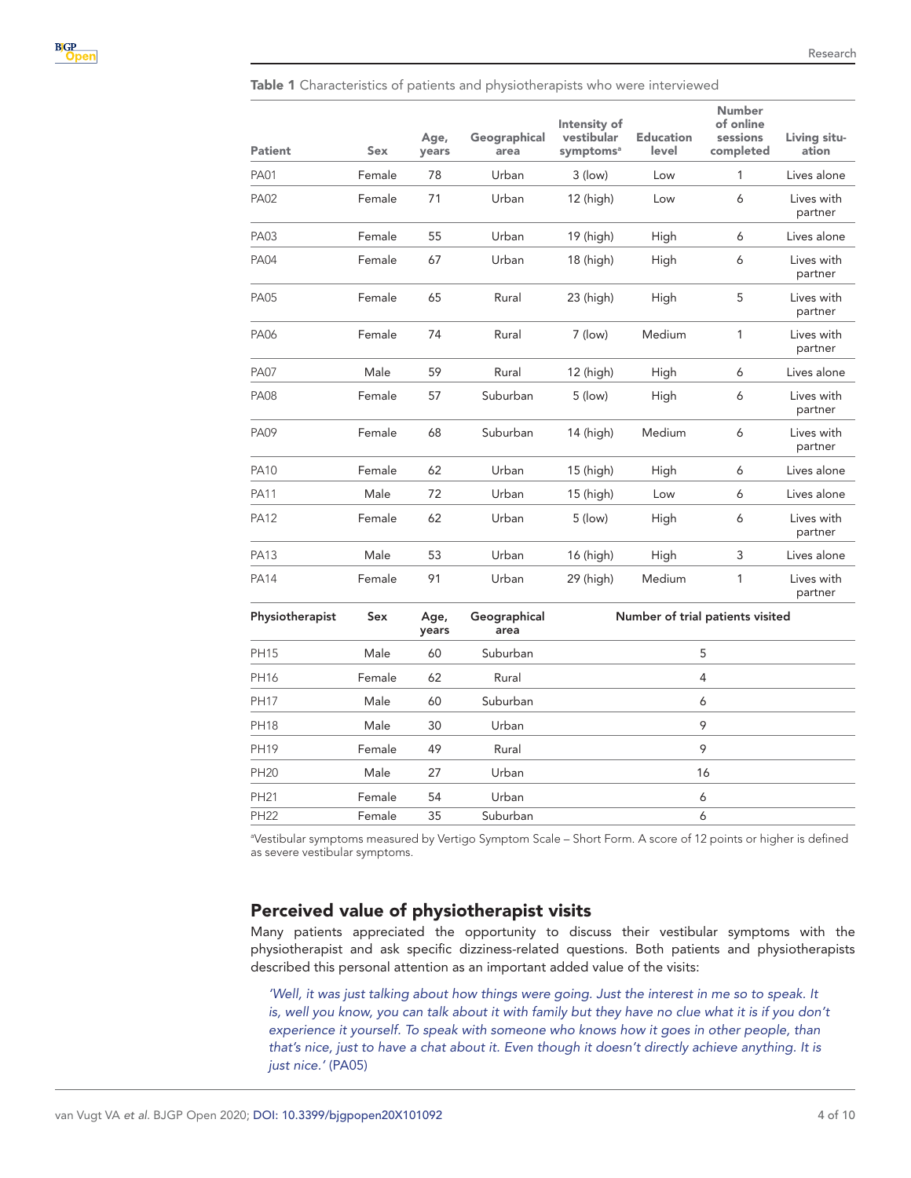**Table 1** Characteristics of patients and physiotherapists who were interviewed

| Patient | Sex | Age, years | Geographical area | Intensity of vestibular symptoms[a] | Education level | Number of online sessions completed | Living situation |
|---|---|---|---|---|---|---|---|
| PA01 | Female | 78 | Urban | 3 (low) | Low | 1 | Lives alone |
| PA02 | Female | 71 | Urban | 12 (high) | Low | 6 | Lives with partner |
| PA03 | Female | 55 | Urban | 19 (high) | High | 6 | Lives alone |
| PA04 | Female | 67 | Urban | 18 (high) | High | 6 | Lives with partner |
| PA05 | Female | 65 | Rural | 23 (high) | High | 5 | Lives with partner |
| PA06 | Female | 74 | Rural | 7 (low) | Medium | 1 | Lives with partner |
| PA07 | Male | 59 | Rural | 12 (high) | High | 6 | Lives alone |
| PA08 | Female | 57 | Suburban | 5 (low) | High | 6 | Lives with partner |
| PA09 | Female | 68 | Suburban | 14 (high) | Medium | 6 | Lives with partner |
| PA10 | Female | 62 | Urban | 15 (high) | High | 6 | Lives alone |
| PA11 | Male | 72 | Urban | 15 (high) | Low | 6 | Lives alone |
| PA12 | Female | 62 | Urban | 5 (low) | High | 6 | Lives with partner |
| PA13 | Male | 53 | Urban | 16 (high) | High | 3 | Lives alone |
| PA14 | Female | 91 | Urban | 29 (high) | Medium | 1 | Lives with partner |
| **Physiotherapist** | **Sex** | **Age, years** | **Geographical area** | **Number of trial patients visited** | | | |
| PH15 | Male | 60 | Suburban | 5 | | | |
| PH16 | Female | 62 | Rural | 4 | | | |
| PH17 | Male | 60 | Suburban | 6 | | | |
| PH18 | Male | 30 | Urban | 9 | | | |
| PH19 | Female | 49 | Rural | 9 | | | |
| PH20 | Male | 27 | Urban | 16 | | | |
| PH21 | Female | 54 | Urban | 6 | | | |
| PH22 | Female | 35 | Suburban | 6 | | | |

[a]Vestibular symptoms measured by Vertigo Symptom Scale – Short Form. A score of 12 points or higher is defined as severe vestibular symptoms.

## Perceived value of physiotherapist visits

Many patients appreciated the opportunity to discuss their vestibular symptoms with the physiotherapist and ask specific dizziness-related questions. Both patients and physiotherapists described this personal attention as an important added value of the visits:

> *'Well, it was just talking about how things were going. Just the interest in me so to speak. It is, well you know, you can talk about it with family but they have no clue what it is if you don't experience it yourself. To speak with someone who knows how it goes in other people, than that's nice, just to have a chat about it. Even though it doesn't directly achieve anything. It is just nice.'* (PA05)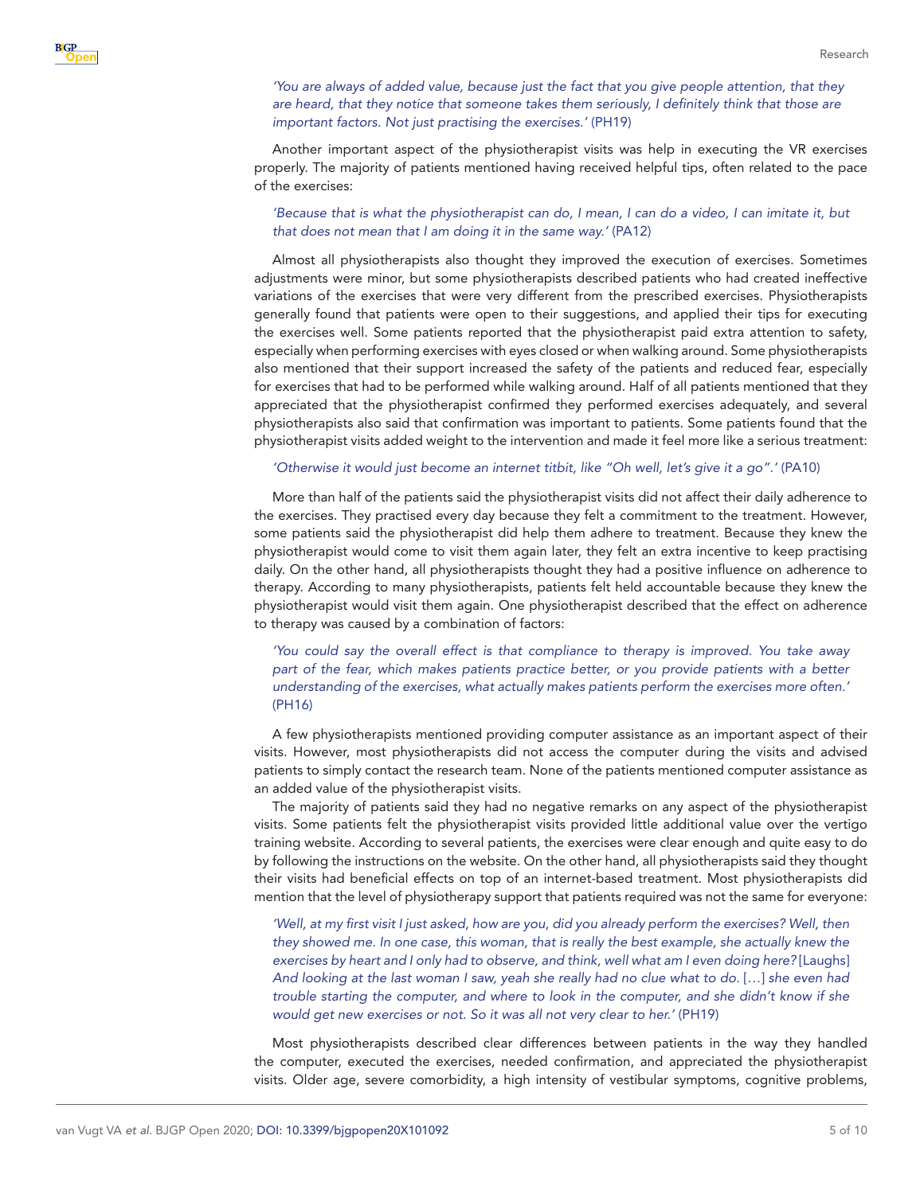*'You are always of added value, because just the fact that you give people attention, that they are heard, that they notice that someone takes them seriously, I definitely think that those are important factors. Not just practising the exercises.'* (PH19)

Another important aspect of the physiotherapist visits was help in executing the VR exercises properly. The majority of patients mentioned having received helpful tips, often related to the pace of the exercises:

*'Because that is what the physiotherapist can do, I mean, I can do a video, I can imitate it, but that does not mean that I am doing it in the same way.'* (PA12)

Almost all physiotherapists also thought they improved the execution of exercises. Sometimes adjustments were minor, but some physiotherapists described patients who had created ineffective variations of the exercises that were very different from the prescribed exercises. Physiotherapists generally found that patients were open to their suggestions, and applied their tips for executing the exercises well. Some patients reported that the physiotherapist paid extra attention to safety, especially when performing exercises with eyes closed or when walking around. Some physiotherapists also mentioned that their support increased the safety of the patients and reduced fear, especially for exercises that had to be performed while walking around. Half of all patients mentioned that they appreciated that the physiotherapist confirmed they performed exercises adequately, and several physiotherapists also said that confirmation was important to patients. Some patients found that the physiotherapist visits added weight to the intervention and made it feel more like a serious treatment:

*'Otherwise it would just become an internet titbit, like "Oh well, let's give it a go".'* (PA10)

More than half of the patients said the physiotherapist visits did not affect their daily adherence to the exercises. They practised every day because they felt a commitment to the treatment. However, some patients said the physiotherapist did help them adhere to treatment. Because they knew the physiotherapist would come to visit them again later, they felt an extra incentive to keep practising daily. On the other hand, all physiotherapists thought they had a positive influence on adherence to therapy. According to many physiotherapists, patients felt held accountable because they knew the physiotherapist would visit them again. One physiotherapist described that the effect on adherence to therapy was caused by a combination of factors:

*'You could say the overall effect is that compliance to therapy is improved. You take away part of the fear, which makes patients practice better, or you provide patients with a better understanding of the exercises, what actually makes patients perform the exercises more often.'* (PH16)

A few physiotherapists mentioned providing computer assistance as an important aspect of their visits. However, most physiotherapists did not access the computer during the visits and advised patients to simply contact the research team. None of the patients mentioned computer assistance as an added value of the physiotherapist visits.

The majority of patients said they had no negative remarks on any aspect of the physiotherapist visits. Some patients felt the physiotherapist visits provided little additional value over the vertigo training website. According to several patients, the exercises were clear enough and quite easy to do by following the instructions on the website. On the other hand, all physiotherapists said they thought their visits had beneficial effects on top of an internet-based treatment. Most physiotherapists did mention that the level of physiotherapy support that patients required was not the same for everyone:

*'Well, at my first visit I just asked, how are you, did you already perform the exercises? Well, then they showed me. In one case, this woman, that is really the best example, she actually knew the exercises by heart and I only had to observe, and think, well what am I even doing here?* [Laughs] *And looking at the last woman I saw, yeah she really had no clue what to do.* […] *she even had trouble starting the computer, and where to look in the computer, and she didn't know if she would get new exercises or not. So it was all not very clear to her.'* (PH19)

Most physiotherapists described clear differences between patients in the way they handled the computer, executed the exercises, needed confirmation, and appreciated the physiotherapist visits. Older age, severe comorbidity, a high intensity of vestibular symptoms, cognitive problems,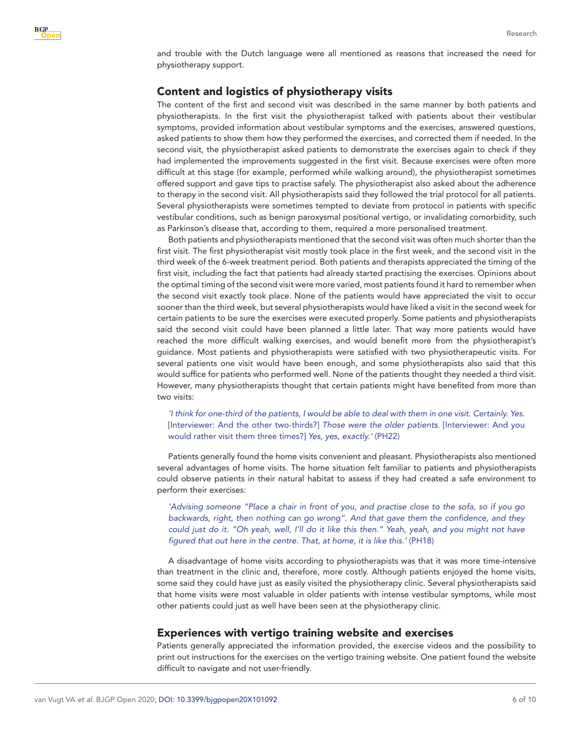and trouble with the Dutch language were all mentioned as reasons that increased the need for physiotherapy support.

## Content and logistics of physiotherapy visits

The content of the first and second visit was described in the same manner by both patients and physiotherapists. In the first visit the physiotherapist talked with patients about their vestibular symptoms, provided information about vestibular symptoms and the exercises, answered questions, asked patients to show them how they performed the exercises, and corrected them if needed. In the second visit, the physiotherapist asked patients to demonstrate the exercises again to check if they had implemented the improvements suggested in the first visit. Because exercises were often more difficult at this stage (for example, performed while walking around), the physiotherapist sometimes offered support and gave tips to practise safely. The physiotherapist also asked about the adherence to therapy in the second visit. All physiotherapists said they followed the trial protocol for all patients. Several physiotherapists were sometimes tempted to deviate from protocol in patients with specific vestibular conditions, such as benign paroxysmal positional vertigo, or invalidating comorbidity, such as Parkinson's disease that, according to them, required a more personalised treatment.

Both patients and physiotherapists mentioned that the second visit was often much shorter than the first visit. The first physiotherapist visit mostly took place in the first week, and the second visit in the third week of the 6-week treatment period. Both patients and therapists appreciated the timing of the first visit, including the fact that patients had already started practising the exercises. Opinions about the optimal timing of the second visit were more varied, most patients found it hard to remember when the second visit exactly took place. None of the patients would have appreciated the visit to occur sooner than the third week, but several physiotherapists would have liked a visit in the second week for certain patients to be sure the exercises were executed properly. Some patients and physiotherapists said the second visit could have been planned a little later. That way more patients would have reached the more difficult walking exercises, and would benefit more from the physiotherapist's guidance. Most patients and physiotherapists were satisfied with two physiotherapeutic visits. For several patients one visit would have been enough, and some physiotherapists also said that this would suffice for patients who performed well. None of the patients thought they needed a third visit. However, many physiotherapists thought that certain patients might have benefited from more than two visits:

> *'I think for one-third of the patients, I would be able to deal with them in one visit. Certainly. Yes.* [Interviewer: And the other two-thirds?] *Those were the older patients.* [Interviewer: And you would rather visit them three times?] *Yes, yes, exactly.'* (PH22)

Patients generally found the home visits convenient and pleasant. Physiotherapists also mentioned several advantages of home visits. The home situation felt familiar to patients and physiotherapists could observe patients in their natural habitat to assess if they had created a safe environment to perform their exercises:

> *'Advising someone "Place a chair in front of you, and practise close to the sofa, so if you go backwards, right, then nothing can go wrong". And that gave them the confidence, and they could just do it. "Oh yeah, well, I'll do it like this then." Yeah, yeah, and you might not have figured that out here in the centre. That, at home, it is like this.'* (PH18)

A disadvantage of home visits according to physiotherapists was that it was more time-intensive than treatment in the clinic and, therefore, more costly. Although patients enjoyed the home visits, some said they could have just as easily visited the physiotherapy clinic. Several physiotherapists said that home visits were most valuable in older patients with intense vestibular symptoms, while most other patients could just as well have been seen at the physiotherapy clinic.

## Experiences with vertigo training website and exercises

Patients generally appreciated the information provided, the exercise videos and the possibility to print out instructions for the exercises on the vertigo training website. One patient found the website difficult to navigate and not user-friendly.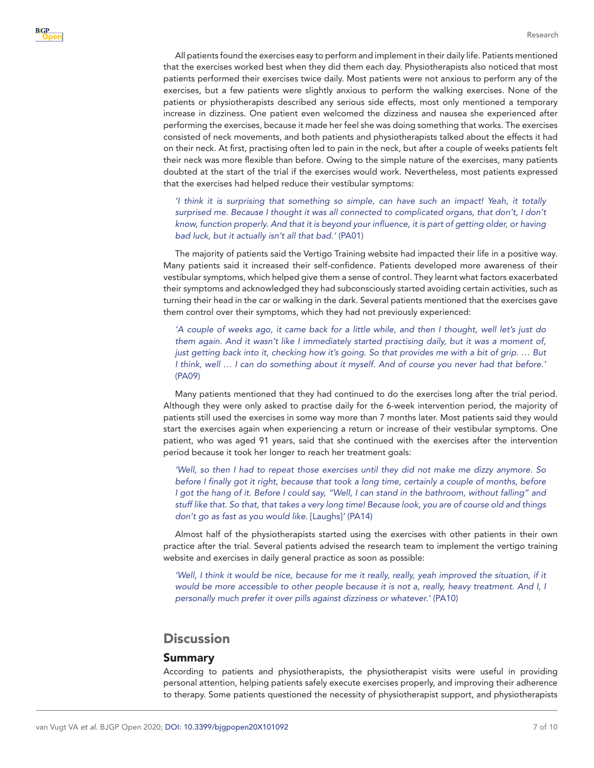All patients found the exercises easy to perform and implement in their daily life. Patients mentioned that the exercises worked best when they did them each day. Physiotherapists also noticed that most patients performed their exercises twice daily. Most patients were not anxious to perform any of the exercises, but a few patients were slightly anxious to perform the walking exercises. None of the patients or physiotherapists described any serious side effects, most only mentioned a temporary increase in dizziness. One patient even welcomed the dizziness and nausea she experienced after performing the exercises, because it made her feel she was doing something that works. The exercises consisted of neck movements, and both patients and physiotherapists talked about the effects it had on their neck. At first, practising often led to pain in the neck, but after a couple of weeks patients felt their neck was more flexible than before. Owing to the simple nature of the exercises, many patients doubted at the start of the trial if the exercises would work. Nevertheless, most patients expressed that the exercises had helped reduce their vestibular symptoms:

> *'I think it is surprising that something so simple, can have such an impact! Yeah, it totally surprised me. Because I thought it was all connected to complicated organs, that don't, I don't know, function properly. And that it is beyond your influence, it is part of getting older, or having bad luck, but it actually isn't all that bad.'* (PA01)

The majority of patients said the Vertigo Training website had impacted their life in a positive way. Many patients said it increased their self-confidence. Patients developed more awareness of their vestibular symptoms, which helped give them a sense of control. They learnt what factors exacerbated their symptoms and acknowledged they had subconsciously started avoiding certain activities, such as turning their head in the car or walking in the dark. Several patients mentioned that the exercises gave them control over their symptoms, which they had not previously experienced:

> *'A couple of weeks ago, it came back for a little while, and then I thought, well let's just do them again. And it wasn't like I immediately started practising daily, but it was a moment of, just getting back into it, checking how it's going. So that provides me with a bit of grip. … But I think, well … I can do something about it myself. And of course you never had that before.'* (PA09)

Many patients mentioned that they had continued to do the exercises long after the trial period. Although they were only asked to practise daily for the 6-week intervention period, the majority of patients still used the exercises in some way more than 7 months later. Most patients said they would start the exercises again when experiencing a return or increase of their vestibular symptoms. One patient, who was aged 91 years, said that she continued with the exercises after the intervention period because it took her longer to reach her treatment goals:

> *'Well, so then I had to repeat those exercises until they did not make me dizzy anymore. So before I finally got it right, because that took a long time, certainly a couple of months, before I got the hang of it. Before I could say, "Well, I can stand in the bathroom, without falling" and stuff like that. So that, that takes a very long time! Because look, you are of course old and things don't go as fast as you would like.* [Laughs]*'* (PA14)

Almost half of the physiotherapists started using the exercises with other patients in their own practice after the trial. Several patients advised the research team to implement the vertigo training website and exercises in daily general practice as soon as possible:

> *'Well, I think it would be nice, because for me it really, really, yeah improved the situation, if it would be more accessible to other people because it is not a, really, heavy treatment. And I, I personally much prefer it over pills against dizziness or whatever.'* (PA10)

## Discussion

### Summary

According to patients and physiotherapists, the physiotherapist visits were useful in providing personal attention, helping patients safely execute exercises properly, and improving their adherence to therapy. Some patients questioned the necessity of physiotherapist support, and physiotherapists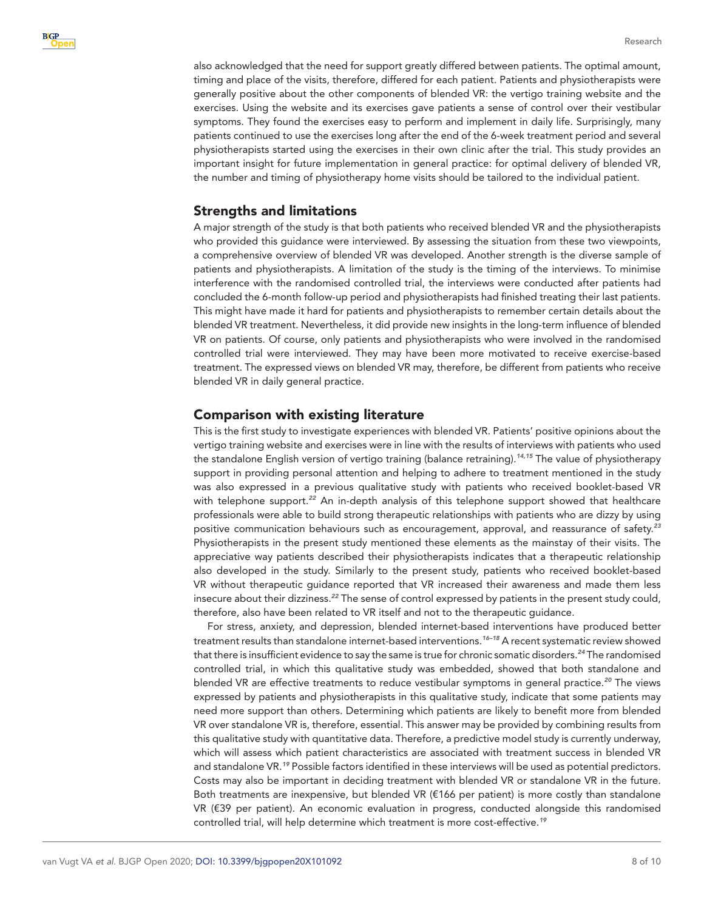also acknowledged that the need for support greatly differed between patients. The optimal amount, timing and place of the visits, therefore, differed for each patient. Patients and physiotherapists were generally positive about the other components of blended VR: the vertigo training website and the exercises. Using the website and its exercises gave patients a sense of control over their vestibular symptoms. They found the exercises easy to perform and implement in daily life. Surprisingly, many patients continued to use the exercises long after the end of the 6-week treatment period and several physiotherapists started using the exercises in their own clinic after the trial. This study provides an important insight for future implementation in general practice: for optimal delivery of blended VR, the number and timing of physiotherapy home visits should be tailored to the individual patient.

## Strengths and limitations

A major strength of the study is that both patients who received blended VR and the physiotherapists who provided this guidance were interviewed. By assessing the situation from these two viewpoints, a comprehensive overview of blended VR was developed. Another strength is the diverse sample of patients and physiotherapists. A limitation of the study is the timing of the interviews. To minimise interference with the randomised controlled trial, the interviews were conducted after patients had concluded the 6-month follow-up period and physiotherapists had finished treating their last patients. This might have made it hard for patients and physiotherapists to remember certain details about the blended VR treatment. Nevertheless, it did provide new insights in the long-term influence of blended VR on patients. Of course, only patients and physiotherapists who were involved in the randomised controlled trial were interviewed. They may have been more motivated to receive exercise-based treatment. The expressed views on blended VR may, therefore, be different from patients who receive blended VR in daily general practice.

## Comparison with existing literature

This is the first study to investigate experiences with blended VR. Patients' positive opinions about the vertigo training website and exercises were in line with the results of interviews with patients who used the standalone English version of vertigo training (balance retraining).[14,15] The value of physiotherapy support in providing personal attention and helping to adhere to treatment mentioned in the study was also expressed in a previous qualitative study with patients who received booklet-based VR with telephone support.[22] An in-depth analysis of this telephone support showed that healthcare professionals were able to build strong therapeutic relationships with patients who are dizzy by using positive communication behaviours such as encouragement, approval, and reassurance of safety.[23] Physiotherapists in the present study mentioned these elements as the mainstay of their visits. The appreciative way patients described their physiotherapists indicates that a therapeutic relationship also developed in the study. Similarly to the present study, patients who received booklet-based VR without therapeutic guidance reported that VR increased their awareness and made them less insecure about their dizziness.[22] The sense of control expressed by patients in the present study could, therefore, also have been related to VR itself and not to the therapeutic guidance.

For stress, anxiety, and depression, blended internet-based interventions have produced better treatment results than standalone internet-based interventions.[16–18] A recent systematic review showed that there is insufficient evidence to say the same is true for chronic somatic disorders.[24] The randomised controlled trial, in which this qualitative study was embedded, showed that both standalone and blended VR are effective treatments to reduce vestibular symptoms in general practice.[20] The views expressed by patients and physiotherapists in this qualitative study, indicate that some patients may need more support than others. Determining which patients are likely to benefit more from blended VR over standalone VR is, therefore, essential. This answer may be provided by combining results from this qualitative study with quantitative data. Therefore, a predictive model study is currently underway, which will assess which patient characteristics are associated with treatment success in blended VR and standalone VR.[19] Possible factors identified in these interviews will be used as potential predictors. Costs may also be important in deciding treatment with blended VR or standalone VR in the future. Both treatments are inexpensive, but blended VR (€166 per patient) is more costly than standalone VR (€39 per patient). An economic evaluation in progress, conducted alongside this randomised controlled trial, will help determine which treatment is more cost-effective.[19]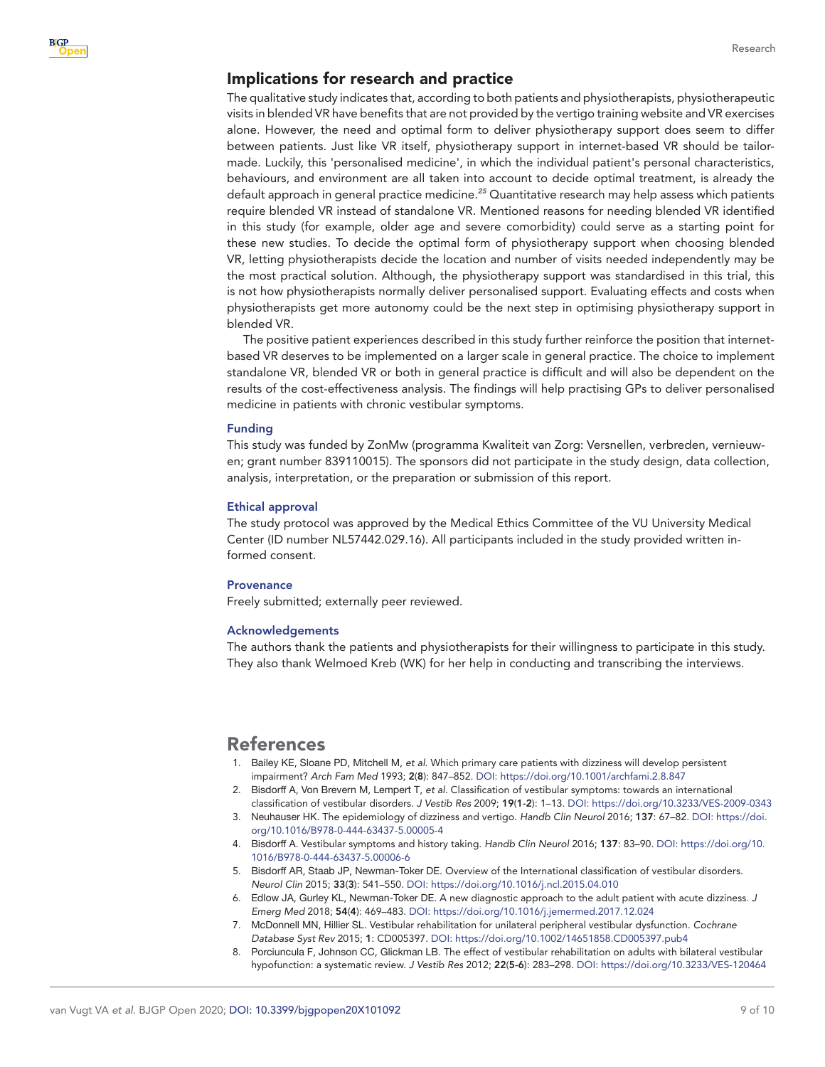## Implications for research and practice

The qualitative study indicates that, according to both patients and physiotherapists, physiotherapeutic visits in blended VR have benefits that are not provided by the vertigo training website and VR exercises alone. However, the need and optimal form to deliver physiotherapy support does seem to differ between patients. Just like VR itself, physiotherapy support in internet-based VR should be tailor-made. Luckily, this 'personalised medicine', in which the individual patient's personal characteristics, behaviours, and environment are all taken into account to decide optimal treatment, is already the default approach in general practice medicine.[25] Quantitative research may help assess which patients require blended VR instead of standalone VR. Mentioned reasons for needing blended VR identified in this study (for example, older age and severe comorbidity) could serve as a starting point for these new studies. To decide the optimal form of physiotherapy support when choosing blended VR, letting physiotherapists decide the location and number of visits needed independently may be the most practical solution. Although, the physiotherapy support was standardised in this trial, this is not how physiotherapists normally deliver personalised support. Evaluating effects and costs when physiotherapists get more autonomy could be the next step in optimising physiotherapy support in blended VR.

The positive patient experiences described in this study further reinforce the position that internet-based VR deserves to be implemented on a larger scale in general practice. The choice to implement standalone VR, blended VR or both in general practice is difficult and will also be dependent on the results of the cost-effectiveness analysis. The findings will help practising GPs to deliver personalised medicine in patients with chronic vestibular symptoms.

### Funding

This study was funded by ZonMw (programma Kwaliteit van Zorg: Versnellen, verbreden, vernieuwen; grant number 839110015). The sponsors did not participate in the study design, data collection, analysis, interpretation, or the preparation or submission of this report.

### Ethical approval

The study protocol was approved by the Medical Ethics Committee of the VU University Medical Center (ID number NL57442.029.16). All participants included in the study provided written informed consent.

### Provenance

Freely submitted; externally peer reviewed.

### Acknowledgements

The authors thank the patients and physiotherapists for their willingness to participate in this study. They also thank Welmoed Kreb (WK) for her help in conducting and transcribing the interviews.

## References

1. Bailey KE, Sloane PD, Mitchell M, *et al*. Which primary care patients with dizziness will develop persistent impairment? *Arch Fam Med* 1993; **2**(**8**): 847–852. DOI: https://doi.org/10.1001/archfami.2.8.847
2. Bisdorff A, Von Brevern M, Lempert T, *et al*. Classification of vestibular symptoms: towards an international classification of vestibular disorders. *J Vestib Res* 2009; **19**(**1-2**): 1–13. DOI: https://doi.org/10.3233/VES-2009-0343
3. Neuhauser HK. The epidemiology of dizziness and vertigo. *Handb Clin Neurol* 2016; **137**: 67–82. DOI: https://doi.org/10.1016/B978-0-444-63437-5.00005-4
4. Bisdorff A. Vestibular symptoms and history taking. *Handb Clin Neurol* 2016; **137**: 83–90. DOI: https://doi.org/10.1016/B978-0-444-63437-5.00006-6
5. Bisdorff AR, Staab JP, Newman-Toker DE. Overview of the International classification of vestibular disorders. *Neurol Clin* 2015; **33**(**3**): 541–550. DOI: https://doi.org/10.1016/j.ncl.2015.04.010
6. Edlow JA, Gurley KL, Newman-Toker DE. A new diagnostic approach to the adult patient with acute dizziness. *J Emerg Med* 2018; **54**(**4**): 469–483. DOI: https://doi.org/10.1016/j.jemermed.2017.12.024
7. McDonnell MN, Hillier SL. Vestibular rehabilitation for unilateral peripheral vestibular dysfunction. *Cochrane Database Syst Rev* 2015; **1**: CD005397. DOI: https://doi.org/10.1002/14651858.CD005397.pub4
8. Porciuncula F, Johnson CC, Glickman LB. The effect of vestibular rehabilitation on adults with bilateral vestibular hypofunction: a systematic review. *J Vestib Res* 2012; **22**(**5-6**): 283–298. DOI: https://doi.org/10.3233/VES-120464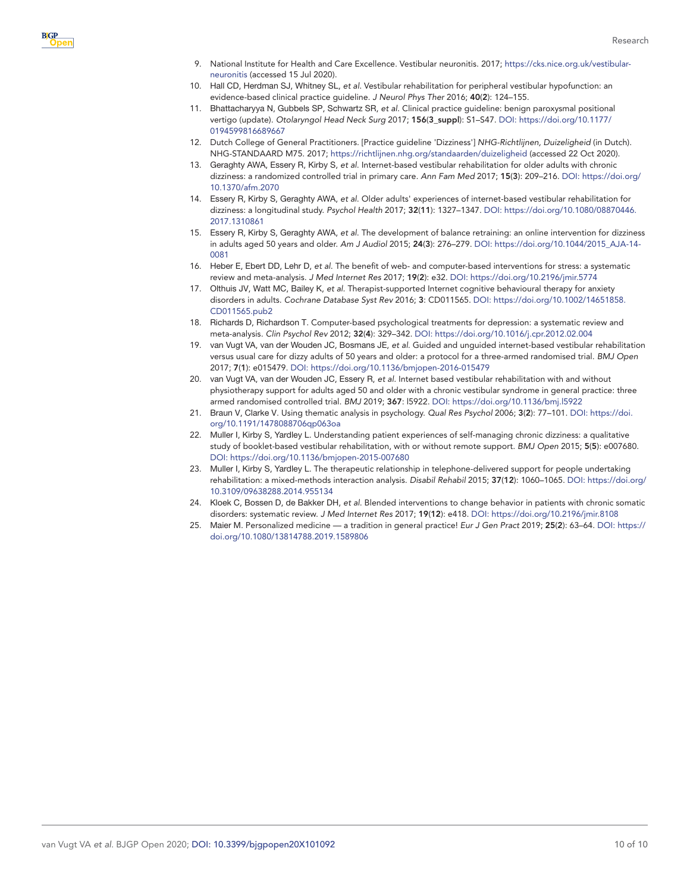9. National Institute for Health and Care Excellence. Vestibular neuronitis. 2017; https://cks.nice.org.uk/vestibular-neuronitis (accessed 15 Jul 2020).
10. Hall CD, Herdman SJ, Whitney SL, *et al*. Vestibular rehabilitation for peripheral vestibular hypofunction: an evidence-based clinical practice guideline. *J Neurol Phys Ther* 2016; **40**(**2**): 124–155.
11. Bhattacharyya N, Gubbels SP, Schwartz SR, *et al*. Clinical practice guideline: benign paroxysmal positional vertigo (update). *Otolaryngol Head Neck Surg* 2017; **156**(**3_suppl**): S1–S47. DOI: https://doi.org/10.1177/0194599816689667
12. Dutch College of General Practitioners. [Practice guideline 'Dizziness'] *NHG-Richtlijnen, Duizeligheid* (in Dutch). NHG-STANDAARD M75. 2017; https://richtlijnen.nhg.org/standaarden/duizeligheid (accessed 22 Oct 2020).
13. Geraghty AWA, Essery R, Kirby S, *et al*. Internet-based vestibular rehabilitation for older adults with chronic dizziness: a randomized controlled trial in primary care. *Ann Fam Med* 2017; **15**(**3**): 209–216. DOI: https://doi.org/10.1370/afm.2070
14. Essery R, Kirby S, Geraghty AWA, *et al*. Older adults' experiences of internet-based vestibular rehabilitation for dizziness: a longitudinal study. *Psychol Health* 2017; **32**(**11**): 1327–1347. DOI: https://doi.org/10.1080/08870446.2017.1310861
15. Essery R, Kirby S, Geraghty AWA, *et al*. The development of balance retraining: an online intervention for dizziness in adults aged 50 years and older. *Am J Audiol* 2015; **24**(**3**): 276–279. DOI: https://doi.org/10.1044/2015_AJA-14-0081
16. Heber E, Ebert DD, Lehr D, *et al*. The benefit of web- and computer-based interventions for stress: a systematic review and meta-analysis. *J Med Internet Res* 2017; **19**(**2**): e32. DOI: https://doi.org/10.2196/jmir.5774
17. Olthuis JV, Watt MC, Bailey K, *et al*. Therapist-supported Internet cognitive behavioural therapy for anxiety disorders in adults. *Cochrane Database Syst Rev* 2016; **3**: CD011565. DOI: https://doi.org/10.1002/14651858.CD011565.pub2
18. Richards D, Richardson T. Computer-based psychological treatments for depression: a systematic review and meta-analysis. *Clin Psychol Rev* 2012; **32**(**4**): 329–342. DOI: https://doi.org/10.1016/j.cpr.2012.02.004
19. van Vugt VA, van der Wouden JC, Bosmans JE, *et al*. Guided and unguided internet-based vestibular rehabilitation versus usual care for dizzy adults of 50 years and older: a protocol for a three-armed randomised trial. *BMJ Open* 2017; **7**(**1**): e015479. DOI: https://doi.org/10.1136/bmjopen-2016-015479
20. van Vugt VA, van der Wouden JC, Essery R, *et al*. Internet based vestibular rehabilitation with and without physiotherapy support for adults aged 50 and older with a chronic vestibular syndrome in general practice: three armed randomised controlled trial. *BMJ* 2019; **367**: l5922. DOI: https://doi.org/10.1136/bmj.l5922
21. Braun V, Clarke V. Using thematic analysis in psychology. *Qual Res Psychol* 2006; **3**(**2**): 77–101. DOI: https://doi.org/10.1191/1478088706qp063oa
22. Muller I, Kirby S, Yardley L. Understanding patient experiences of self-managing chronic dizziness: a qualitative study of booklet-based vestibular rehabilitation, with or without remote support. *BMJ Open* 2015; **5**(**5**): e007680. DOI: https://doi.org/10.1136/bmjopen-2015-007680
23. Muller I, Kirby S, Yardley L. The therapeutic relationship in telephone-delivered support for people undertaking rehabilitation: a mixed-methods interaction analysis. *Disabil Rehabil* 2015; **37**(**12**): 1060–1065. DOI: https://doi.org/10.3109/09638288.2014.955134
24. Kloek C, Bossen D, de Bakker DH, *et al*. Blended interventions to change behavior in patients with chronic somatic disorders: systematic review. *J Med Internet Res* 2017; **19**(**12**): e418. DOI: https://doi.org/10.2196/jmir.8108
25. Maier M. Personalized medicine — a tradition in general practice! *Eur J Gen Pract* 2019; **25**(**2**): 63–64. DOI: https://doi.org/10.1080/13814788.2019.1589806